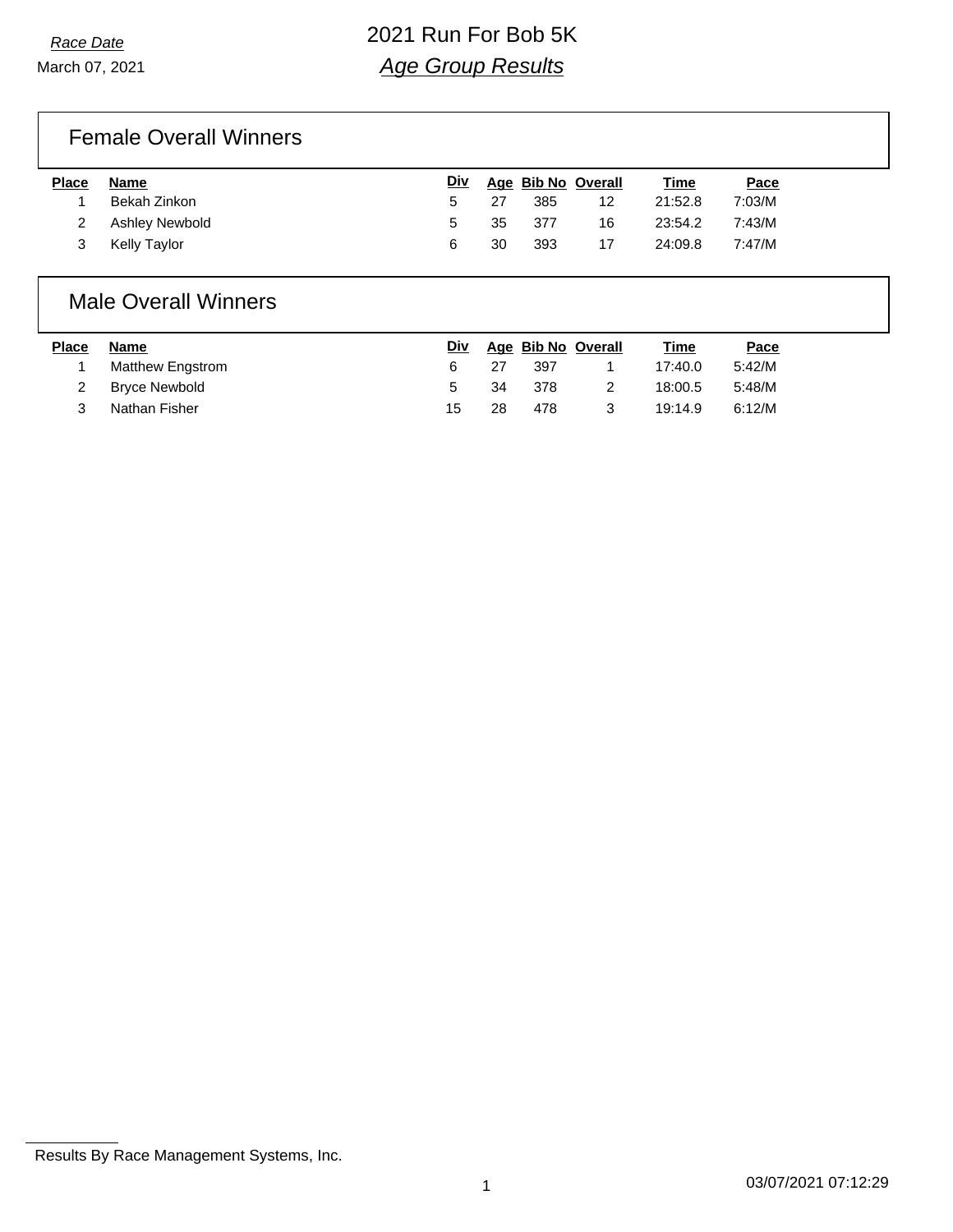*Race Date*

March 07, 2021

# 2021 Run For Bob 5K

## *Age Group Results*

### Female Overall Winners

| Place | Name | Div | Age | Bib No | Overall | Time | Pace |
|---|---|---|---|---|---|---|---|
| 1 | Bekah Zinkon | 5 | 27 | 385 | 12 | 21:52.8 | 7:03/M |
| 2 | Ashley Newbold | 5 | 35 | 377 | 16 | 23:54.2 | 7:43/M |
| 3 | Kelly Taylor | 6 | 30 | 393 | 17 | 24:09.8 | 7:47/M |

### Male Overall Winners

| Place | Name | Div | Age | Bib No | Overall | Time | Pace |
|---|---|---|---|---|---|---|---|
| 1 | Matthew Engstrom | 6 | 27 | 397 | 1 | 17:40.0 | 5:42/M |
| 2 | Bryce Newbold | 5 | 34 | 378 | 2 | 18:00.5 | 5:48/M |
| 3 | Nathan Fisher | 15 | 28 | 478 | 3 | 19:14.9 | 6:12/M |

Results By Race Management Systems, Inc.

03/07/2021 07:12:29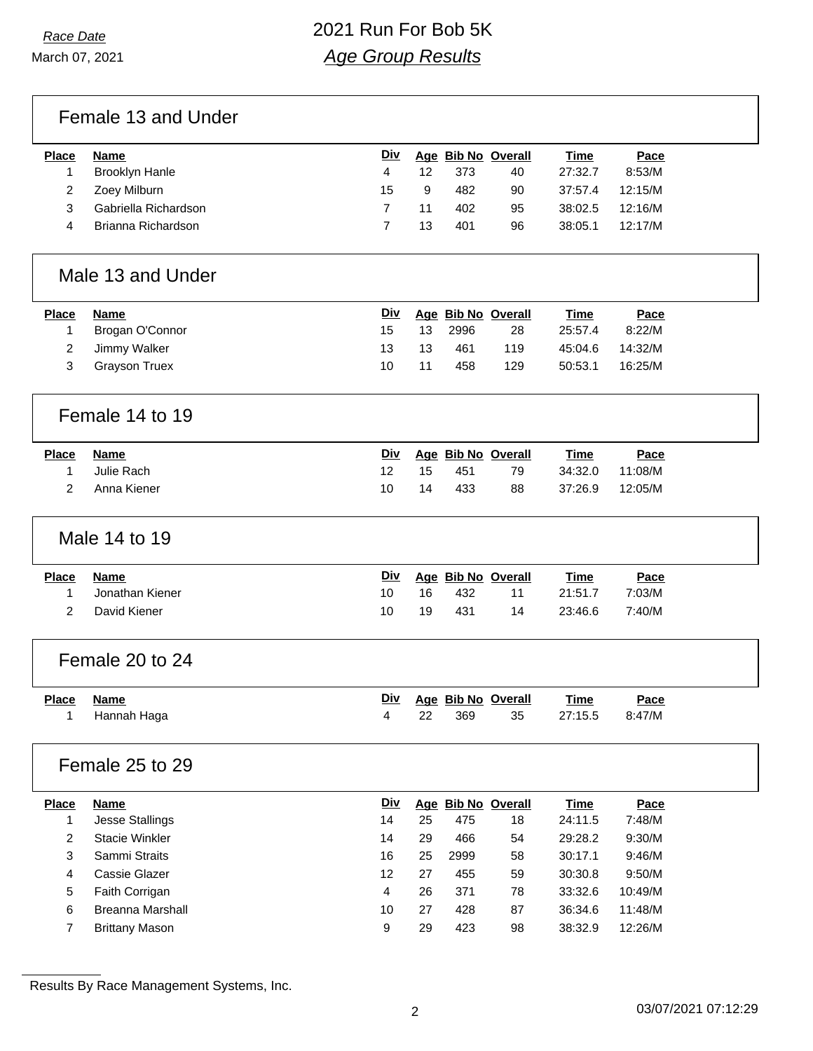*Race Date*

March 07, 2021

# 2021 Run For Bob 5K

## *Age Group Results*

### Female 13 and Under

| Place | Name | Div | Age | Bib No | Overall | Time | Pace |
|---|---|---|---|---|---|---|---|
| 1 | Brooklyn Hanle | 4 | 12 | 373 | 40 | 27:32.7 | 8:53/M |
| 2 | Zoey Milburn | 15 | 9 | 482 | 90 | 37:57.4 | 12:15/M |
| 3 | Gabriella Richardson | 7 | 11 | 402 | 95 | 38:02.5 | 12:16/M |
| 4 | Brianna Richardson | 7 | 13 | 401 | 96 | 38:05.1 | 12:17/M |

### Male 13 and Under

| Place | Name | Div | Age | Bib No | Overall | Time | Pace |
|---|---|---|---|---|---|---|---|
| 1 | Brogan O'Connor | 15 | 13 | 2996 | 28 | 25:57.4 | 8:22/M |
| 2 | Jimmy Walker | 13 | 13 | 461 | 119 | 45:04.6 | 14:32/M |
| 3 | Grayson Truex | 10 | 11 | 458 | 129 | 50:53.1 | 16:25/M |

### Female 14 to 19

| Place | Name | Div | Age | Bib No | Overall | Time | Pace |
|---|---|---|---|---|---|---|---|
| 1 | Julie Rach | 12 | 15 | 451 | 79 | 34:32.0 | 11:08/M |
| 2 | Anna Kiener | 10 | 14 | 433 | 88 | 37:26.9 | 12:05/M |

### Male 14 to 19

| Place | Name | Div | Age | Bib No | Overall | Time | Pace |
|---|---|---|---|---|---|---|---|
| 1 | Jonathan Kiener | 10 | 16 | 432 | 11 | 21:51.7 | 7:03/M |
| 2 | David Kiener | 10 | 19 | 431 | 14 | 23:46.6 | 7:40/M |

### Female 20 to 24

| Place | Name | Div | Age | Bib No | Overall | Time | Pace |
|---|---|---|---|---|---|---|---|
| 1 | Hannah Haga | 4 | 22 | 369 | 35 | 27:15.5 | 8:47/M |

### Female 25 to 29

| Place | Name | Div | Age | Bib No | Overall | Time | Pace |
|---|---|---|---|---|---|---|---|
| 1 | Jesse Stallings | 14 | 25 | 475 | 18 | 24:11.5 | 7:48/M |
| 2 | Stacie Winkler | 14 | 29 | 466 | 54 | 29:28.2 | 9:30/M |
| 3 | Sammi Straits | 16 | 25 | 2999 | 58 | 30:17.1 | 9:46/M |
| 4 | Cassie Glazer | 12 | 27 | 455 | 59 | 30:30.8 | 9:50/M |
| 5 | Faith Corrigan | 4 | 26 | 371 | 78 | 33:32.6 | 10:49/M |
| 6 | Breanna Marshall | 10 | 27 | 428 | 87 | 36:34.6 | 11:48/M |
| 7 | Brittany Mason | 9 | 29 | 423 | 98 | 38:32.9 | 12:26/M |

Results By Race Management Systems, Inc.

03/07/2021 07:12:29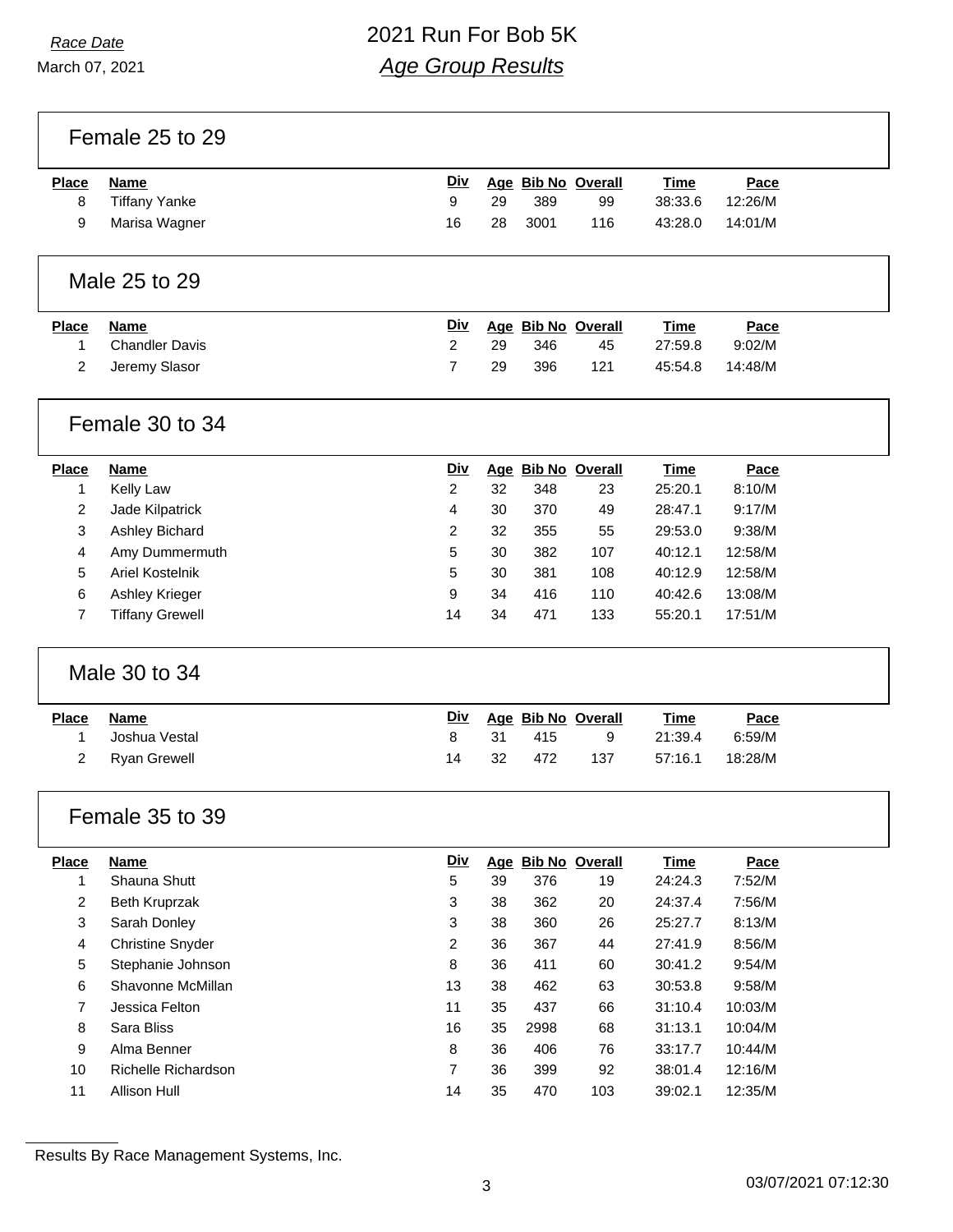# 2021 Run For Bob 5K

## *Age Group Results*

*Race Date*
March 07, 2021

### Female 25 to 29

| Place | Name | Div | Age | Bib No | Overall | Time | Pace |
|---|---|---|---|---|---|---|---|
| 8 | Tiffany Yanke | 9 | 29 | 389 | 99 | 38:33.6 | 12:26/M |
| 9 | Marisa Wagner | 16 | 28 | 3001 | 116 | 43:28.0 | 14:01/M |

### Male 25 to 29

| Place | Name | Div | Age | Bib No | Overall | Time | Pace |
|---|---|---|---|---|---|---|---|
| 1 | Chandler Davis | 2 | 29 | 346 | 45 | 27:59.8 | 9:02/M |
| 2 | Jeremy Slasor | 7 | 29 | 396 | 121 | 45:54.8 | 14:48/M |

### Female 30 to 34

| Place | Name | Div | Age | Bib No | Overall | Time | Pace |
|---|---|---|---|---|---|---|---|
| 1 | Kelly Law | 2 | 32 | 348 | 23 | 25:20.1 | 8:10/M |
| 2 | Jade Kilpatrick | 4 | 30 | 370 | 49 | 28:47.1 | 9:17/M |
| 3 | Ashley Bichard | 2 | 32 | 355 | 55 | 29:53.0 | 9:38/M |
| 4 | Amy Dummermuth | 5 | 30 | 382 | 107 | 40:12.1 | 12:58/M |
| 5 | Ariel Kostelnik | 5 | 30 | 381 | 108 | 40:12.9 | 12:58/M |
| 6 | Ashley Krieger | 9 | 34 | 416 | 110 | 40:42.6 | 13:08/M |
| 7 | Tiffany Grewell | 14 | 34 | 471 | 133 | 55:20.1 | 17:51/M |

### Male 30 to 34

| Place | Name | Div | Age | Bib No | Overall | Time | Pace |
|---|---|---|---|---|---|---|---|
| 1 | Joshua Vestal | 8 | 31 | 415 | 9 | 21:39.4 | 6:59/M |
| 2 | Ryan Grewell | 14 | 32 | 472 | 137 | 57:16.1 | 18:28/M |

### Female 35 to 39

| Place | Name | Div | Age | Bib No | Overall | Time | Pace |
|---|---|---|---|---|---|---|---|
| 1 | Shauna Shutt | 5 | 39 | 376 | 19 | 24:24.3 | 7:52/M |
| 2 | Beth Kruprzak | 3 | 38 | 362 | 20 | 24:37.4 | 7:56/M |
| 3 | Sarah Donley | 3 | 38 | 360 | 26 | 25:27.7 | 8:13/M |
| 4 | Christine Snyder | 2 | 36 | 367 | 44 | 27:41.9 | 8:56/M |
| 5 | Stephanie Johnson | 8 | 36 | 411 | 60 | 30:41.2 | 9:54/M |
| 6 | Shavonne McMillan | 13 | 38 | 462 | 63 | 30:53.8 | 9:58/M |
| 7 | Jessica Felton | 11 | 35 | 437 | 66 | 31:10.4 | 10:03/M |
| 8 | Sara Bliss | 16 | 35 | 2998 | 68 | 31:13.1 | 10:04/M |
| 9 | Alma Benner | 8 | 36 | 406 | 76 | 33:17.7 | 10:44/M |
| 10 | Richelle Richardson | 7 | 36 | 399 | 92 | 38:01.4 | 12:16/M |
| 11 | Allison Hull | 14 | 35 | 470 | 103 | 39:02.1 | 12:35/M |

Results By Race Management Systems, Inc.

03/07/2021 07:12:30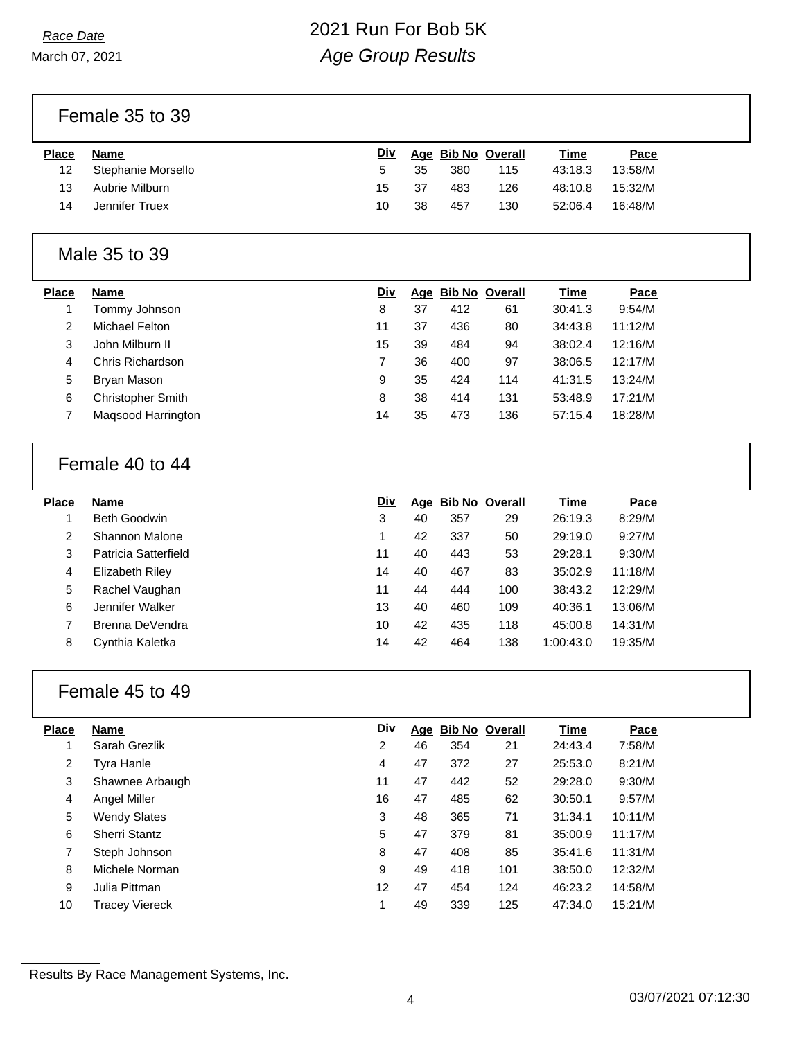*Race Date*

March 07, 2021

# 2021 Run For Bob 5K
## *Age Group Results*

### Female 35 to 39

| Place | Name | Div | Age | Bib No | Overall | Time | Pace |
|---|---|---|---|---|---|---|---|
| 12 | Stephanie Morsello | 5 | 35 | 380 | 115 | 43:18.3 | 13:58/M |
| 13 | Aubrie Milburn | 15 | 37 | 483 | 126 | 48:10.8 | 15:32/M |
| 14 | Jennifer Truex | 10 | 38 | 457 | 130 | 52:06.4 | 16:48/M |

### Male 35 to 39

| Place | Name | Div | Age | Bib No | Overall | Time | Pace |
|---|---|---|---|---|---|---|---|
| 1 | Tommy Johnson | 8 | 37 | 412 | 61 | 30:41.3 | 9:54/M |
| 2 | Michael Felton | 11 | 37 | 436 | 80 | 34:43.8 | 11:12/M |
| 3 | John Milburn II | 15 | 39 | 484 | 94 | 38:02.4 | 12:16/M |
| 4 | Chris Richardson | 7 | 36 | 400 | 97 | 38:06.5 | 12:17/M |
| 5 | Bryan Mason | 9 | 35 | 424 | 114 | 41:31.5 | 13:24/M |
| 6 | Christopher Smith | 8 | 38 | 414 | 131 | 53:48.9 | 17:21/M |
| 7 | Maqsood Harrington | 14 | 35 | 473 | 136 | 57:15.4 | 18:28/M |

### Female 40 to 44

| Place | Name | Div | Age | Bib No | Overall | Time | Pace |
|---|---|---|---|---|---|---|---|
| 1 | Beth Goodwin | 3 | 40 | 357 | 29 | 26:19.3 | 8:29/M |
| 2 | Shannon Malone | 1 | 42 | 337 | 50 | 29:19.0 | 9:27/M |
| 3 | Patricia Satterfield | 11 | 40 | 443 | 53 | 29:28.1 | 9:30/M |
| 4 | Elizabeth Riley | 14 | 40 | 467 | 83 | 35:02.9 | 11:18/M |
| 5 | Rachel Vaughan | 11 | 44 | 444 | 100 | 38:43.2 | 12:29/M |
| 6 | Jennifer Walker | 13 | 40 | 460 | 109 | 40:36.1 | 13:06/M |
| 7 | Brenna DeVendra | 10 | 42 | 435 | 118 | 45:00.8 | 14:31/M |
| 8 | Cynthia Kaletka | 14 | 42 | 464 | 138 | 1:00:43.0 | 19:35/M |

### Female 45 to 49

| Place | Name | Div | Age | Bib No | Overall | Time | Pace |
|---|---|---|---|---|---|---|---|
| 1 | Sarah Grezlik | 2 | 46 | 354 | 21 | 24:43.4 | 7:58/M |
| 2 | Tyra Hanle | 4 | 47 | 372 | 27 | 25:53.0 | 8:21/M |
| 3 | Shawnee Arbaugh | 11 | 47 | 442 | 52 | 29:28.0 | 9:30/M |
| 4 | Angel Miller | 16 | 47 | 485 | 62 | 30:50.1 | 9:57/M |
| 5 | Wendy Slates | 3 | 48 | 365 | 71 | 31:34.1 | 10:11/M |
| 6 | Sherri Stantz | 5 | 47 | 379 | 81 | 35:00.9 | 11:17/M |
| 7 | Steph Johnson | 8 | 47 | 408 | 85 | 35:41.6 | 11:31/M |
| 8 | Michele Norman | 9 | 49 | 418 | 101 | 38:50.0 | 12:32/M |
| 9 | Julia Pittman | 12 | 47 | 454 | 124 | 46:23.2 | 14:58/M |
| 10 | Tracey Viereck | 1 | 49 | 339 | 125 | 47:34.0 | 15:21/M |

Results By Race Management Systems, Inc.

03/07/2021 07:12:30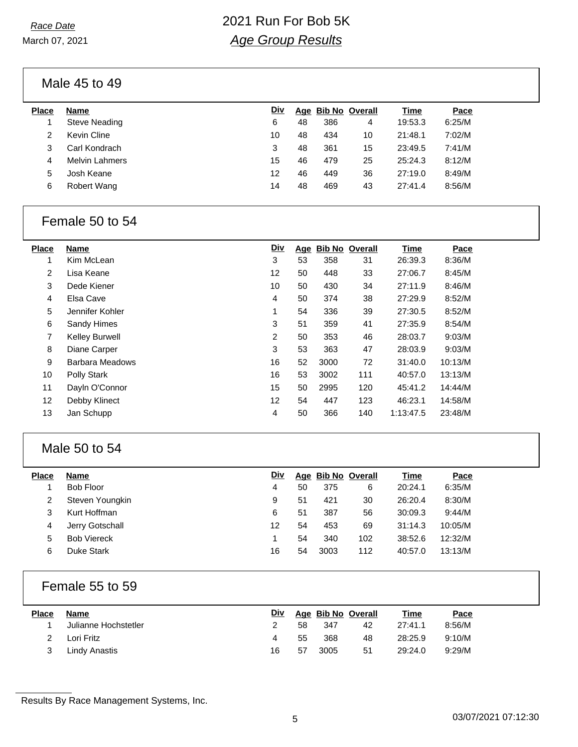*Race Date*

March 07, 2021

# 2021 Run For Bob 5K

## *Age Group Results*

### Male 45 to 49

| Place | Name | Div | Age | Bib No | Overall | Time | Pace |
|---|---|---|---|---|---|---|---|
| 1 | Steve Neading | 6 | 48 | 386 | 4 | 19:53.3 | 6:25/M |
| 2 | Kevin Cline | 10 | 48 | 434 | 10 | 21:48.1 | 7:02/M |
| 3 | Carl Kondrach | 3 | 48 | 361 | 15 | 23:49.5 | 7:41/M |
| 4 | Melvin Lahmers | 15 | 46 | 479 | 25 | 25:24.3 | 8:12/M |
| 5 | Josh Keane | 12 | 46 | 449 | 36 | 27:19.0 | 8:49/M |
| 6 | Robert Wang | 14 | 48 | 469 | 43 | 27:41.4 | 8:56/M |

### Female 50 to 54

| Place | Name | Div | Age | Bib No | Overall | Time | Pace |
|---|---|---|---|---|---|---|---|
| 1 | Kim McLean | 3 | 53 | 358 | 31 | 26:39.3 | 8:36/M |
| 2 | Lisa Keane | 12 | 50 | 448 | 33 | 27:06.7 | 8:45/M |
| 3 | Dede Kiener | 10 | 50 | 430 | 34 | 27:11.9 | 8:46/M |
| 4 | Elsa Cave | 4 | 50 | 374 | 38 | 27:29.9 | 8:52/M |
| 5 | Jennifer Kohler | 1 | 54 | 336 | 39 | 27:30.5 | 8:52/M |
| 6 | Sandy Himes | 3 | 51 | 359 | 41 | 27:35.9 | 8:54/M |
| 7 | Kelley Burwell | 2 | 50 | 353 | 46 | 28:03.7 | 9:03/M |
| 8 | Diane Carper | 3 | 53 | 363 | 47 | 28:03.9 | 9:03/M |
| 9 | Barbara Meadows | 16 | 52 | 3000 | 72 | 31:40.0 | 10:13/M |
| 10 | Polly Stark | 16 | 53 | 3002 | 111 | 40:57.0 | 13:13/M |
| 11 | Dayln O'Connor | 15 | 50 | 2995 | 120 | 45:41.2 | 14:44/M |
| 12 | Debby Klinect | 12 | 54 | 447 | 123 | 46:23.1 | 14:58/M |
| 13 | Jan Schupp | 4 | 50 | 366 | 140 | 1:13:47.5 | 23:48/M |

### Male 50 to 54

| Place | Name | Div | Age | Bib No | Overall | Time | Pace |
|---|---|---|---|---|---|---|---|
| 1 | Bob Floor | 4 | 50 | 375 | 6 | 20:24.1 | 6:35/M |
| 2 | Steven Youngkin | 9 | 51 | 421 | 30 | 26:20.4 | 8:30/M |
| 3 | Kurt Hoffman | 6 | 51 | 387 | 56 | 30:09.3 | 9:44/M |
| 4 | Jerry Gotschall | 12 | 54 | 453 | 69 | 31:14.3 | 10:05/M |
| 5 | Bob Viereck | 1 | 54 | 340 | 102 | 38:52.6 | 12:32/M |
| 6 | Duke Stark | 16 | 54 | 3003 | 112 | 40:57.0 | 13:13/M |

### Female 55 to 59

| Place | Name | Div | Age | Bib No | Overall | Time | Pace |
|---|---|---|---|---|---|---|---|
| 1 | Julianne Hochstetler | 2 | 58 | 347 | 42 | 27:41.1 | 8:56/M |
| 2 | Lori Fritz | 4 | 55 | 368 | 48 | 28:25.9 | 9:10/M |
| 3 | Lindy Anastis | 16 | 57 | 3005 | 51 | 29:24.0 | 9:29/M |

Results By Race Management Systems, Inc.

03/07/2021 07:12:30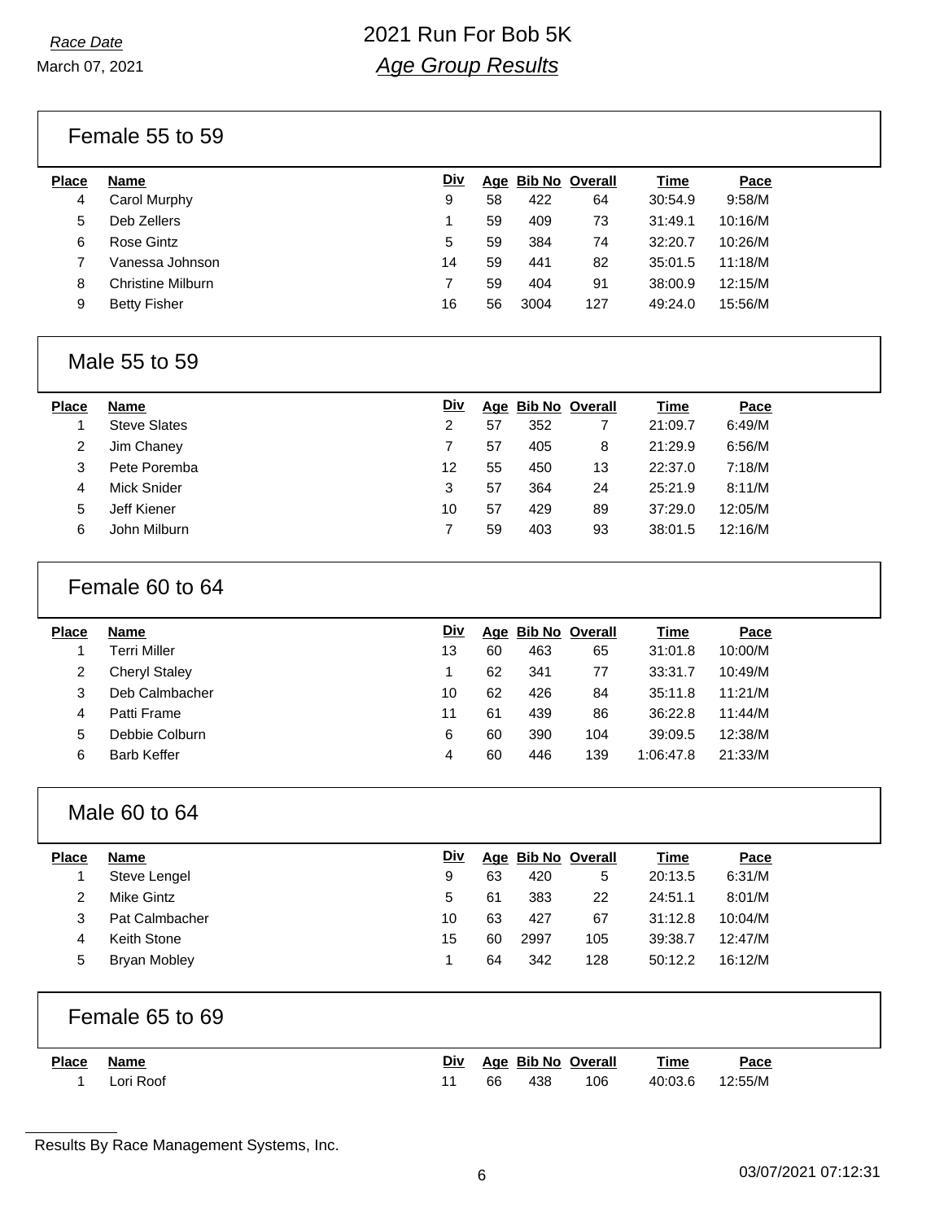# 2021 Run For Bob 5K

## *Age Group Results*

*Race Date*
March 07, 2021

### Female 55 to 59

| Place | Name | Div | Age | Bib No | Overall | Time | Pace |
|---|---|---|---|---|---|---|---|
| 4 | Carol Murphy | 9 | 58 | 422 | 64 | 30:54.9 | 9:58/M |
| 5 | Deb Zellers | 1 | 59 | 409 | 73 | 31:49.1 | 10:16/M |
| 6 | Rose Gintz | 5 | 59 | 384 | 74 | 32:20.7 | 10:26/M |
| 7 | Vanessa Johnson | 14 | 59 | 441 | 82 | 35:01.5 | 11:18/M |
| 8 | Christine Milburn | 7 | 59 | 404 | 91 | 38:00.9 | 12:15/M |
| 9 | Betty Fisher | 16 | 56 | 3004 | 127 | 49:24.0 | 15:56/M |

### Male 55 to 59

| Place | Name | Div | Age | Bib No | Overall | Time | Pace |
|---|---|---|---|---|---|---|---|
| 1 | Steve Slates | 2 | 57 | 352 | 7 | 21:09.7 | 6:49/M |
| 2 | Jim Chaney | 7 | 57 | 405 | 8 | 21:29.9 | 6:56/M |
| 3 | Pete Poremba | 12 | 55 | 450 | 13 | 22:37.0 | 7:18/M |
| 4 | Mick Snider | 3 | 57 | 364 | 24 | 25:21.9 | 8:11/M |
| 5 | Jeff Kiener | 10 | 57 | 429 | 89 | 37:29.0 | 12:05/M |
| 6 | John Milburn | 7 | 59 | 403 | 93 | 38:01.5 | 12:16/M |

### Female 60 to 64

| Place | Name | Div | Age | Bib No | Overall | Time | Pace |
|---|---|---|---|---|---|---|---|
| 1 | Terri Miller | 13 | 60 | 463 | 65 | 31:01.8 | 10:00/M |
| 2 | Cheryl Staley | 1 | 62 | 341 | 77 | 33:31.7 | 10:49/M |
| 3 | Deb Calmbacher | 10 | 62 | 426 | 84 | 35:11.8 | 11:21/M |
| 4 | Patti Frame | 11 | 61 | 439 | 86 | 36:22.8 | 11:44/M |
| 5 | Debbie Colburn | 6 | 60 | 390 | 104 | 39:09.5 | 12:38/M |
| 6 | Barb Keffer | 4 | 60 | 446 | 139 | 1:06:47.8 | 21:33/M |

### Male 60 to 64

| Place | Name | Div | Age | Bib No | Overall | Time | Pace |
|---|---|---|---|---|---|---|---|
| 1 | Steve Lengel | 9 | 63 | 420 | 5 | 20:13.5 | 6:31/M |
| 2 | Mike Gintz | 5 | 61 | 383 | 22 | 24:51.1 | 8:01/M |
| 3 | Pat Calmbacher | 10 | 63 | 427 | 67 | 31:12.8 | 10:04/M |
| 4 | Keith Stone | 15 | 60 | 2997 | 105 | 39:38.7 | 12:47/M |
| 5 | Bryan Mobley | 1 | 64 | 342 | 128 | 50:12.2 | 16:12/M |

### Female 65 to 69

| Place | Name | Div | Age | Bib No | Overall | Time | Pace |
|---|---|---|---|---|---|---|---|
| 1 | Lori Roof | 11 | 66 | 438 | 106 | 40:03.6 | 12:55/M |

Results By Race Management Systems, Inc.

03/07/2021 07:12:31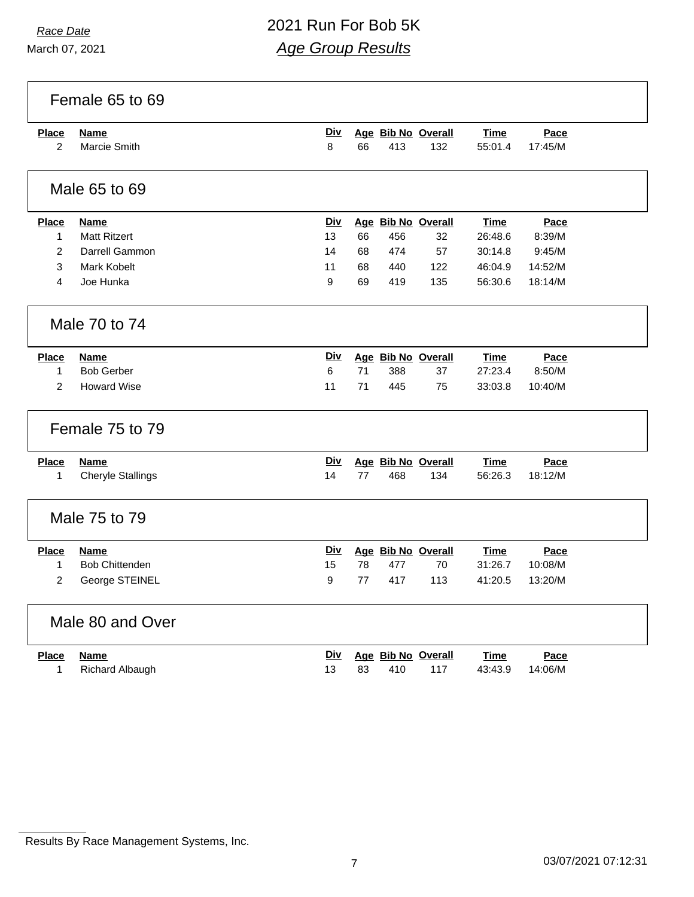Race Date

March 07, 2021

# 2021 Run For Bob 5K

## *Age Group Results*

### Female 65 to 69

| Place | Name | Div | Age | Bib No | Overall | Time | Pace |
|---|---|---|---|---|---|---|---|
| 2 | Marcie Smith | 8 | 66 | 413 | 132 | 55:01.4 | 17:45/M |

### Male 65 to 69

| Place | Name | Div | Age | Bib No | Overall | Time | Pace |
|---|---|---|---|---|---|---|---|
| 1 | Matt Ritzert | 13 | 66 | 456 | 32 | 26:48.6 | 8:39/M |
| 2 | Darrell Gammon | 14 | 68 | 474 | 57 | 30:14.8 | 9:45/M |
| 3 | Mark Kobelt | 11 | 68 | 440 | 122 | 46:04.9 | 14:52/M |
| 4 | Joe Hunka | 9 | 69 | 419 | 135 | 56:30.6 | 18:14/M |

### Male 70 to 74

| Place | Name | Div | Age | Bib No | Overall | Time | Pace |
|---|---|---|---|---|---|---|---|
| 1 | Bob Gerber | 6 | 71 | 388 | 37 | 27:23.4 | 8:50/M |
| 2 | Howard Wise | 11 | 71 | 445 | 75 | 33:03.8 | 10:40/M |

### Female 75 to 79

| Place | Name | Div | Age | Bib No | Overall | Time | Pace |
|---|---|---|---|---|---|---|---|
| 1 | Cheryle Stallings | 14 | 77 | 468 | 134 | 56:26.3 | 18:12/M |

### Male 75 to 79

| Place | Name | Div | Age | Bib No | Overall | Time | Pace |
|---|---|---|---|---|---|---|---|
| 1 | Bob Chittenden | 15 | 78 | 477 | 70 | 31:26.7 | 10:08/M |
| 2 | George STEINEL | 9 | 77 | 417 | 113 | 41:20.5 | 13:20/M |

### Male 80 and Over

| Place | Name | Div | Age | Bib No | Overall | Time | Pace |
|---|---|---|---|---|---|---|---|
| 1 | Richard Albaugh | 13 | 83 | 410 | 117 | 43:43.9 | 14:06/M |

Results By Race Management Systems, Inc.

03/07/2021 07:12:31